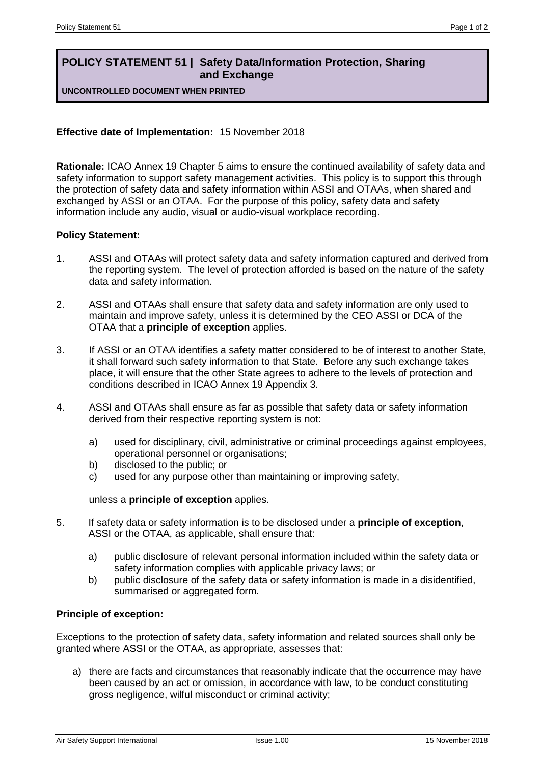# POLICY STATEMENT 51 | Safety Data/Information Protection, Sharing and Exchange

**UNCONTROLLED DOCUMENT WHEN PRINTED**

**Effective date of Implementation:** 15 November 2018

**Rationale:** ICAO Annex 19 Chapter 5 aims to ensure the continued availability of safety data and safety information to support safety management activities. This policy is to support this through the protection of safety data and safety information within ASSI and OTAAs, when shared and exchanged by ASSI or an OTAA. For the purpose of this policy, safety data and safety information include any audio, visual or audio-visual workplace recording.

**Policy Statement:**

1. ASSI and OTAAs will protect safety data and safety information captured and derived from the reporting system. The level of protection afforded is based on the nature of the safety data and safety information.

2. ASSI and OTAAs shall ensure that safety data and safety information are only used to maintain and improve safety, unless it is determined by the CEO ASSI or DCA of the OTAA that a **principle of exception** applies.

3. If ASSI or an OTAA identifies a safety matter considered to be of interest to another State, it shall forward such safety information to that State. Before any such exchange takes place, it will ensure that the other State agrees to adhere to the levels of protection and conditions described in ICAO Annex 19 Appendix 3.

4. ASSI and OTAAs shall ensure as far as possible that safety data or safety information derived from their respective reporting system is not:

   a) used for disciplinary, civil, administrative or criminal proceedings against employees, operational personnel or organisations;
   b) disclosed to the public; or
   c) used for any purpose other than maintaining or improving safety,

   unless a **principle of exception** applies.

5. If safety data or safety information is to be disclosed under a **principle of exception**, ASSI or the OTAA, as applicable, shall ensure that:

   a) public disclosure of relevant personal information included within the safety data or safety information complies with applicable privacy laws; or
   b) public disclosure of the safety data or safety information is made in a disidentified, summarised or aggregated form.

**Principle of exception:**

Exceptions to the protection of safety data, safety information and related sources shall only be granted where ASSI or the OTAA, as appropriate, assesses that:

a) there are facts and circumstances that reasonably indicate that the occurrence may have been caused by an act or omission, in accordance with law, to be conduct constituting gross negligence, wilful misconduct or criminal activity;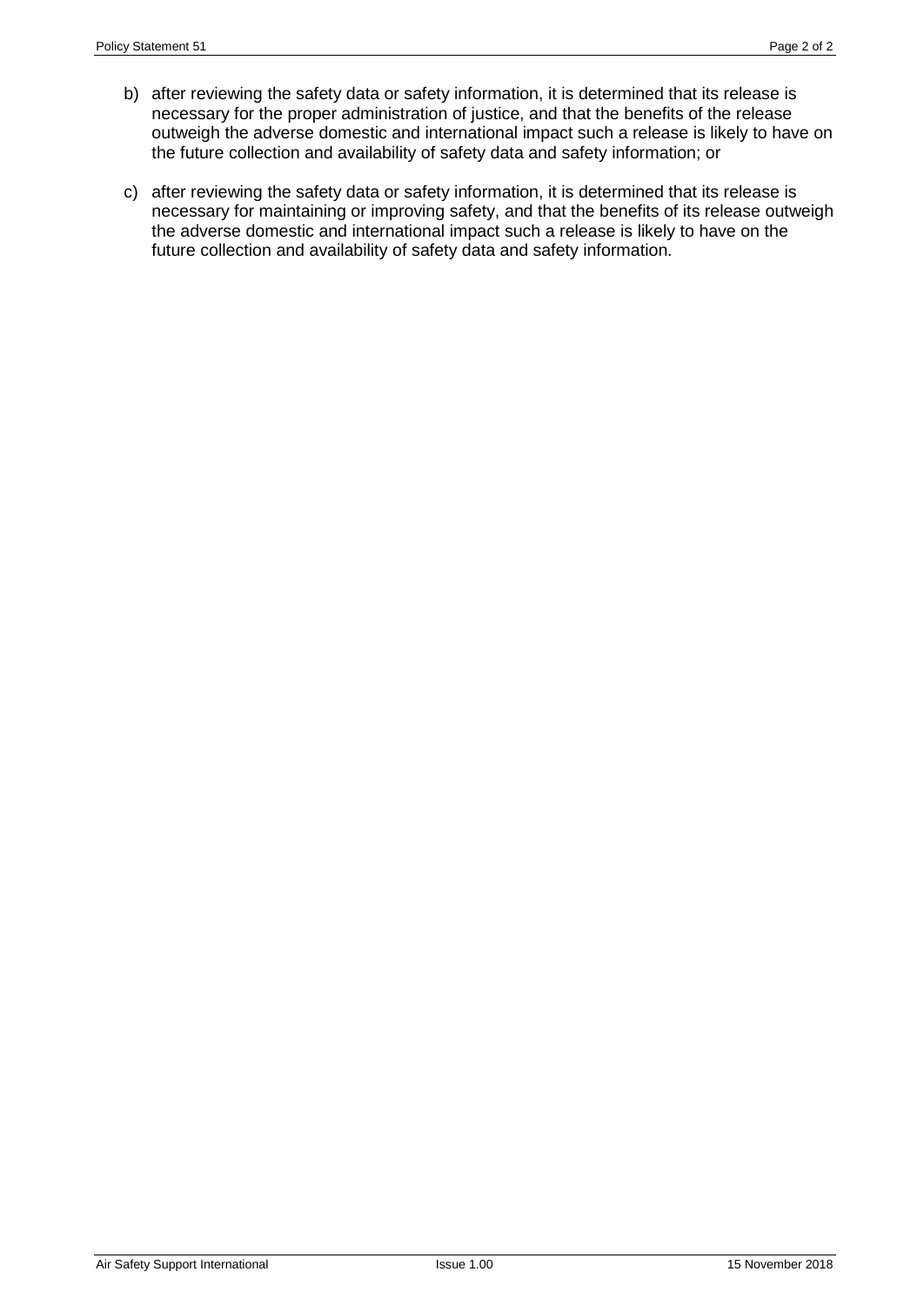b) after reviewing the safety data or safety information, it is determined that its release is necessary for the proper administration of justice, and that the benefits of the release outweigh the adverse domestic and international impact such a release is likely to have on the future collection and availability of safety data and safety information; or

c) after reviewing the safety data or safety information, it is determined that its release is necessary for maintaining or improving safety, and that the benefits of its release outweigh the adverse domestic and international impact such a release is likely to have on the future collection and availability of safety data and safety information.